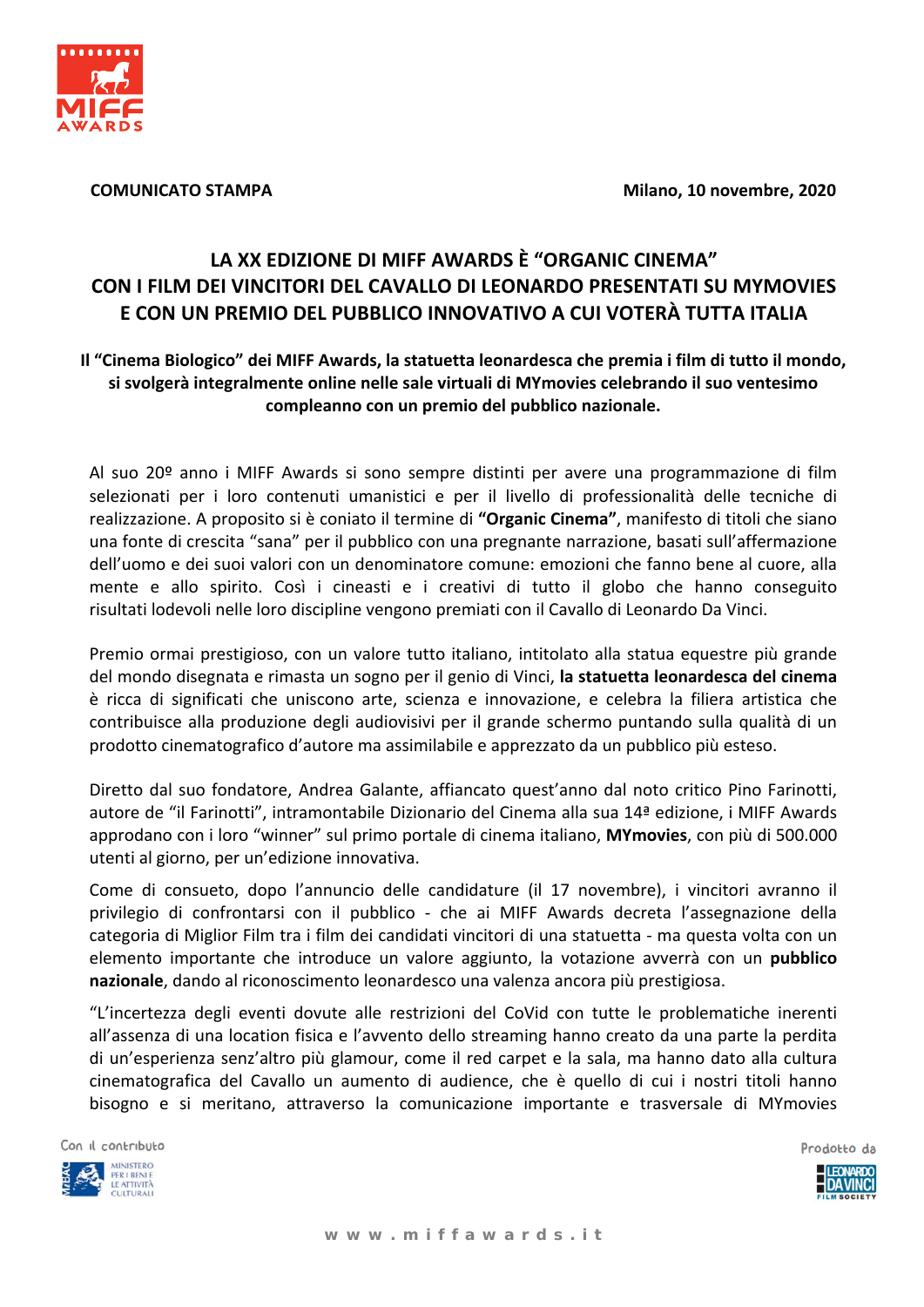**COMUNICATO STAMPA** **Milano, 10 novembre, 2020**

# LA XX EDIZIONE DI MIFF AWARDS È "ORGANIC CINEMA" CON I FILM DEI VINCITORI DEL CAVALLO DI LEONARDO PRESENTATI SU MYMOVIES E CON UN PREMIO DEL PUBBLICO INNOVATIVO A CUI VOTERÀ TUTTA ITALIA

**Il "Cinema Biologico" dei MIFF Awards, la statuetta leonardesca che premia i film di tutto il mondo, si svolgerà integralmente online nelle sale virtuali di MYmovies celebrando il suo ventesimo compleanno con un premio del pubblico nazionale.**

Al suo 20º anno i MIFF Awards si sono sempre distinti per avere una programmazione di film selezionati per i loro contenuti umanistici e per il livello di professionalità delle tecniche di realizzazione. A proposito si è coniato il termine di **"Organic Cinema"**, manifesto di titoli che siano una fonte di crescita "sana" per il pubblico con una pregnante narrazione, basati sull'affermazione dell'uomo e dei suoi valori con un denominatore comune: emozioni che fanno bene al cuore, alla mente e allo spirito. Così i cineasti e i creativi di tutto il globo che hanno conseguito risultati lodevoli nelle loro discipline vengono premiati con il Cavallo di Leonardo Da Vinci.

Premio ormai prestigioso, con un valore tutto italiano, intitolato alla statua equestre più grande del mondo disegnata e rimasta un sogno per il genio di Vinci, **la statuetta leonardesca del cinema** è ricca di significati che uniscono arte, scienza e innovazione, e celebra la filiera artistica che contribuisce alla produzione degli audiovisivi per il grande schermo puntando sulla qualità di un prodotto cinematografico d'autore ma assimilabile e apprezzato da un pubblico più esteso.

Diretto dal suo fondatore, Andrea Galante, affiancato quest'anno dal noto critico Pino Farinotti, autore de "il Farinotti", intramontabile Dizionario del Cinema alla sua 14ª edizione, i MIFF Awards approdano con i loro "winner" sul primo portale di cinema italiano, **MYmovies**, con più di 500.000 utenti al giorno, per un'edizione innovativa.

Come di consueto, dopo l'annuncio delle candidature (il 17 novembre), i vincitori avranno il privilegio di confrontarsi con il pubblico - che ai MIFF Awards decreta l'assegnazione della categoria di Miglior Film tra i film dei candidati vincitori di una statuetta - ma questa volta con un elemento importante che introduce un valore aggiunto, la votazione avverrà con un **pubblico nazionale**, dando al riconoscimento leonardesco una valenza ancora più prestigiosa.

"L'incertezza degli eventi dovute alle restrizioni del CoVid con tutte le problematiche inerenti all'assenza di una location fisica e l'avvento dello streaming hanno creato da una parte la perdita di un'esperienza senz'altro più glamour, come il red carpet e la sala, ma hanno dato alla cultura cinematografica del Cavallo un aumento di audience, che è quello di cui i nostri titoli hanno bisogno e si meritano, attraverso la comunicazione importante e trasversale di MYmovies

Con il contributo — Ministero per i Beni e le Attività Culturali

Prodotto da — Leonardo Da Vinci Film Society

www.miffawards.it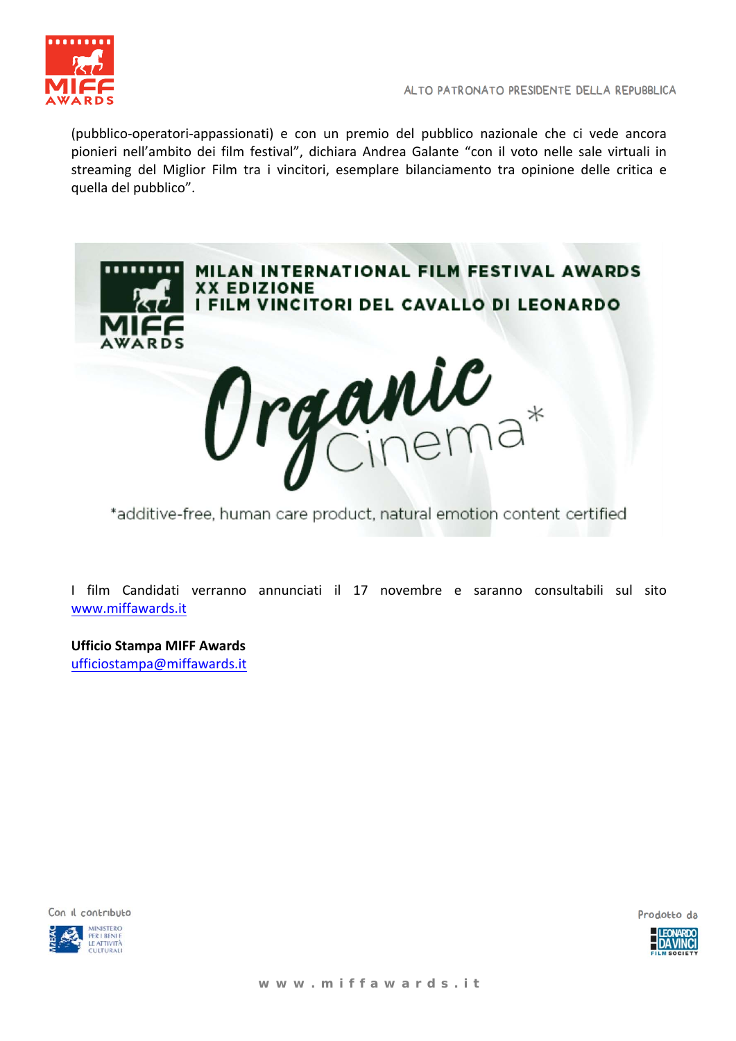(pubblico-operatori-appassionati) e con un premio del pubblico nazionale che ci vede ancora pionieri nell'ambito dei film festival", dichiara Andrea Galante "con il voto nelle sale virtuali in streaming del Miglior Film tra i vincitori, esemplare bilanciamento tra opinione delle critica e quella del pubblico".

MILAN INTERNATIONAL FILM FESTIVAL AWARDS
XX EDIZIONE
I FILM VINCITORI DEL CAVALLO DI LEONARDO

Organic Cinema*

*additive-free, human care product, natural emotion content certified

I film Candidati verranno annunciati il 17 novembre e saranno consultabili sul sito www.miffawards.it

**Ufficio Stampa MIFF Awards**
ufficiostampa@miffawards.it

Con il contributo

Prodotto da